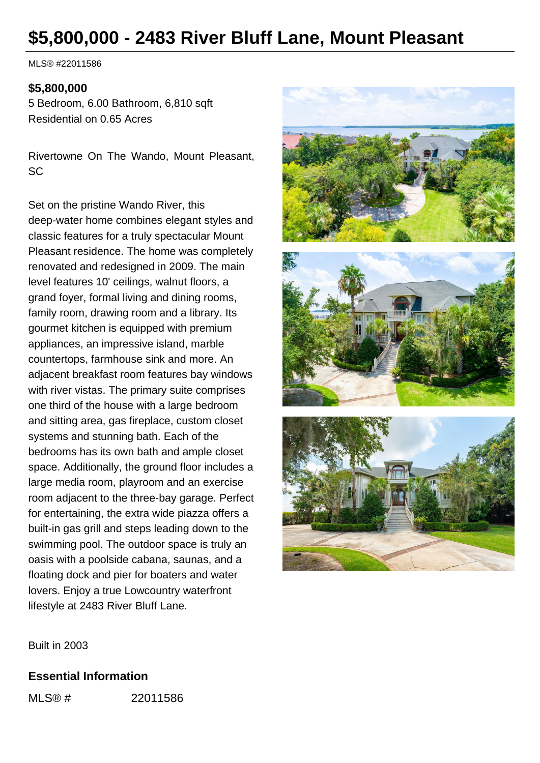# $5,800,000 - 2483 River Bluff Lane, Mount Pleasant

MLS® #22011586

**$5,800,000**

5 Bedroom, 6.00 Bathroom, 6,810 sqft

Residential on 0.65 Acres

Rivertowne On The Wando, Mount Pleasant, SC

Set on the pristine Wando River, this deep-water home combines elegant styles and classic features for a truly spectacular Mount Pleasant residence. The home was completely renovated and redesigned in 2009. The main level features 10' ceilings, walnut floors, a grand foyer, formal living and dining rooms, family room, drawing room and a library. Its gourmet kitchen is equipped with premium appliances, an impressive island, marble countertops, farmhouse sink and more. An adjacent breakfast room features bay windows with river vistas. The primary suite comprises one third of the house with a large bedroom and sitting area, gas fireplace, custom closet systems and stunning bath. Each of the bedrooms has its own bath and ample closet space. Additionally, the ground floor includes a large media room, playroom and an exercise room adjacent to the three-bay garage. Perfect for entertaining, the extra wide piazza offers a built-in gas grill and steps leading down to the swimming pool. The outdoor space is truly an oasis with a poolside cabana, saunas, and a floating dock and pier for boaters and water lovers. Enjoy a true Lowcountry waterfront lifestyle at 2483 River Bluff Lane.

Built in 2003

## Essential Information

MLS® # 22011586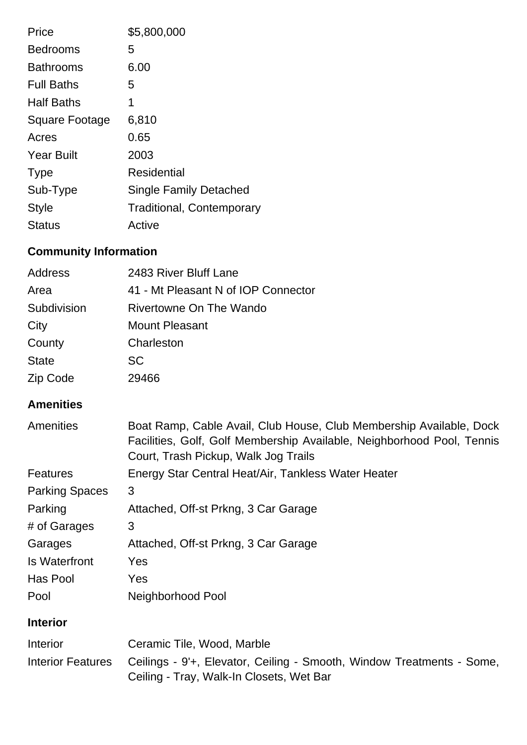| | |
|---|---|
| Price | $5,800,000 |
| Bedrooms | 5 |
| Bathrooms | 6.00 |
| Full Baths | 5 |
| Half Baths | 1 |
| Square Footage | 6,810 |
| Acres | 0.65 |
| Year Built | 2003 |
| Type | Residential |
| Sub-Type | Single Family Detached |
| Style | Traditional, Contemporary |
| Status | Active |

## Community Information

| | |
|---|---|
| Address | 2483 River Bluff Lane |
| Area | 41 - Mt Pleasant N of IOP Connector |
| Subdivision | Rivertowne On The Wando |
| City | Mount Pleasant |
| County | Charleston |
| State | SC |
| Zip Code | 29466 |

## Amenities

| | |
|---|---|
| Amenities | Boat Ramp, Cable Avail, Club House, Club Membership Available, Dock Facilities, Golf, Golf Membership Available, Neighborhood Pool, Tennis Court, Trash Pickup, Walk Jog Trails |
| Features | Energy Star Central Heat/Air, Tankless Water Heater |
| Parking Spaces | 3 |
| Parking | Attached, Off-st Prkng, 3 Car Garage |
| # of Garages | 3 |
| Garages | Attached, Off-st Prkng, 3 Car Garage |
| Is Waterfront | Yes |
| Has Pool | Yes |
| Pool | Neighborhood Pool |

## Interior

| | |
|---|---|
| Interior | Ceramic Tile, Wood, Marble |
| Interior Features | Ceilings - 9'+, Elevator, Ceiling - Smooth, Window Treatments - Some, Ceiling - Tray, Walk-In Closets, Wet Bar |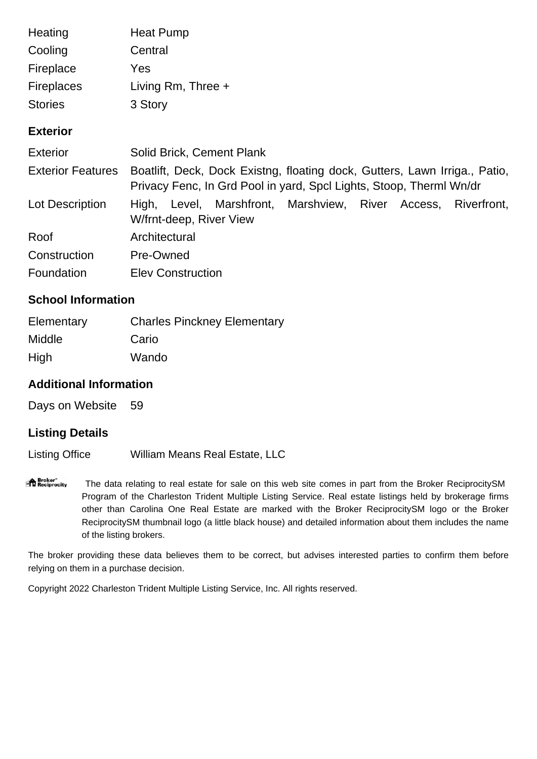| | |
|---|---|
| Heating | Heat Pump |
| Cooling | Central |
| Fireplace | Yes |
| Fireplaces | Living Rm, Three + |
| Stories | 3 Story |

## Exterior

| | |
|---|---|
| Exterior | Solid Brick, Cement Plank |
| Exterior Features | Boatlift, Deck, Dock Existng, floating dock, Gutters, Lawn Irriga., Patio, Privacy Fenc, In Grd Pool in yard, Spcl Lights, Stoop, Therml Wn/dr |
| Lot Description | High, Level, Marshfront, Marshview, River Access, Riverfront, W/frnt-deep, River View |
| Roof | Architectural |
| Construction | Pre-Owned |
| Foundation | Elev Construction |

## School Information

| | |
|---|---|
| Elementary | Charles Pinckney Elementary |
| Middle | Cario |
| High | Wando |

## Additional Information

| | |
|---|---|
| Days on Website | 59 |

## Listing Details

| | |
|---|---|
| Listing Office | William Means Real Estate, LLC |

The data relating to real estate for sale on this web site comes in part from the Broker ReciprocitySM Program of the Charleston Trident Multiple Listing Service. Real estate listings held by brokerage firms other than Carolina One Real Estate are marked with the Broker ReciprocitySM logo or the Broker ReciprocitySM thumbnail logo (a little black house) and detailed information about them includes the name of the listing brokers.

The broker providing these data believes them to be correct, but advises interested parties to confirm them before relying on them in a purchase decision.

Copyright 2022 Charleston Trident Multiple Listing Service, Inc. All rights reserved.